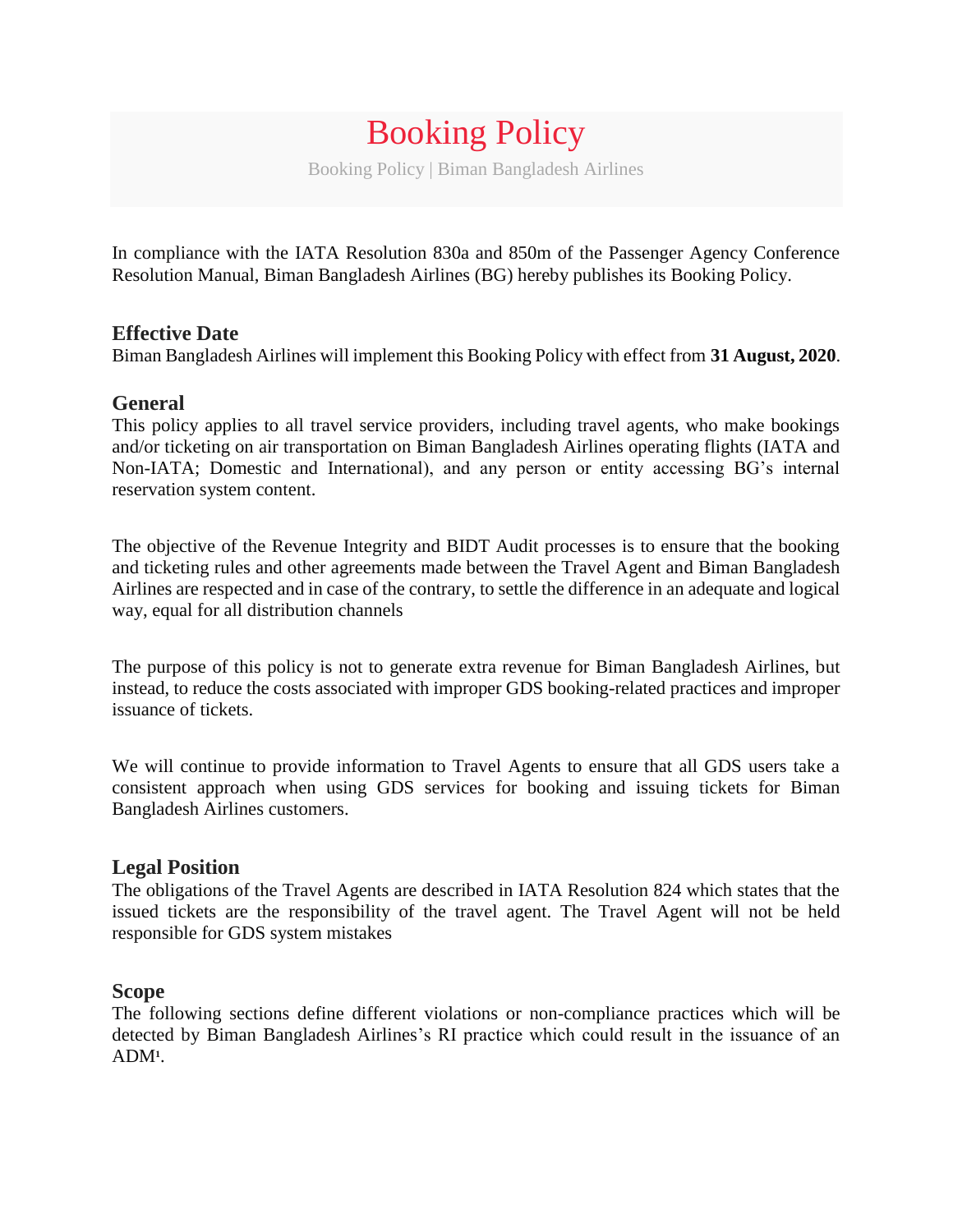# Booking Policy

Booking Policy | Biman Bangladesh Airlines

In compliance with the IATA Resolution 830a and 850m of the Passenger Agency Conference Resolution Manual, Biman Bangladesh Airlines (BG) hereby publishes its Booking Policy.

## Effective Date

Biman Bangladesh Airlines will implement this Booking Policy with effect from **31 August, 2020**.

## General

This policy applies to all travel service providers, including travel agents, who make bookings and/or ticketing on air transportation on Biman Bangladesh Airlines operating flights (IATA and Non-IATA; Domestic and International), and any person or entity accessing BG's internal reservation system content.

The objective of the Revenue Integrity and BIDT Audit processes is to ensure that the booking and ticketing rules and other agreements made between the Travel Agent and Biman Bangladesh Airlines are respected and in case of the contrary, to settle the difference in an adequate and logical way, equal for all distribution channels

The purpose of this policy is not to generate extra revenue for Biman Bangladesh Airlines, but instead, to reduce the costs associated with improper GDS booking-related practices and improper issuance of tickets.

We will continue to provide information to Travel Agents to ensure that all GDS users take a consistent approach when using GDS services for booking and issuing tickets for Biman Bangladesh Airlines customers.

## Legal Position

The obligations of the Travel Agents are described in IATA Resolution 824 which states that the issued tickets are the responsibility of the travel agent. The Travel Agent will not be held responsible for GDS system mistakes

## Scope

The following sections define different violations or non-compliance practices which will be detected by Biman Bangladesh Airlines's RI practice which could result in the issuance of an ADM[1].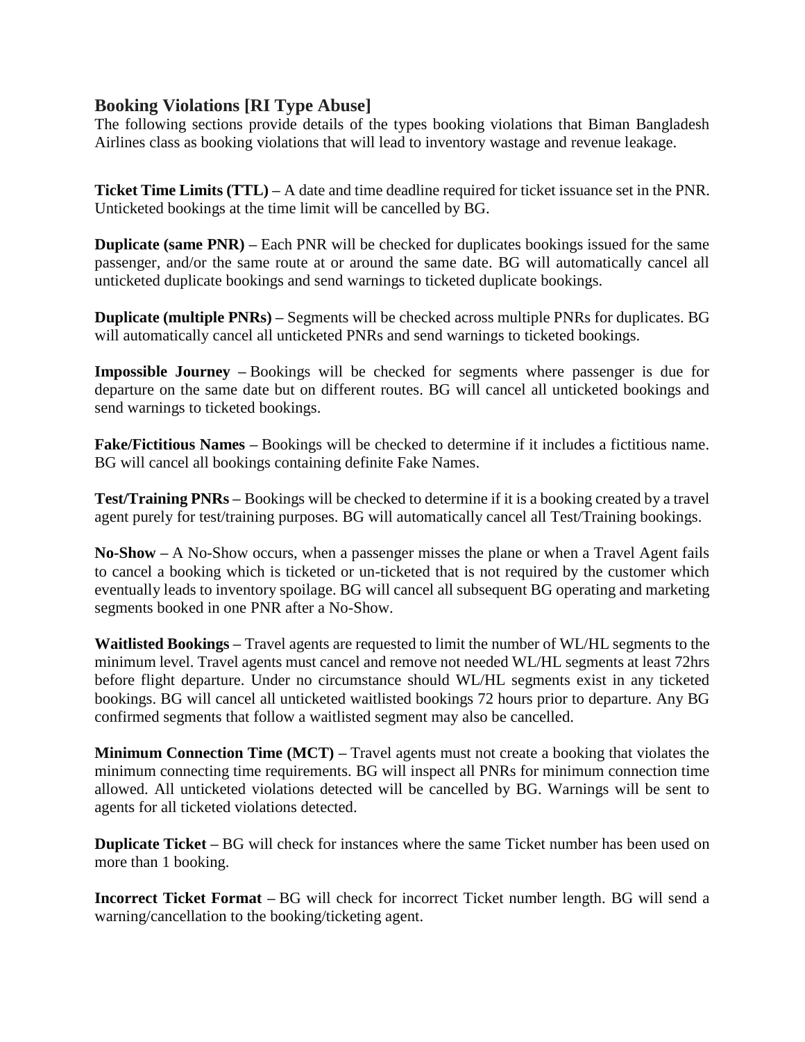## Booking Violations [RI Type Abuse]

The following sections provide details of the types booking violations that Biman Bangladesh Airlines class as booking violations that will lead to inventory wastage and revenue leakage.

**Ticket Time Limits (TTL) –** A date and time deadline required for ticket issuance set in the PNR. Unticketed bookings at the time limit will be cancelled by BG.

**Duplicate (same PNR) –** Each PNR will be checked for duplicates bookings issued for the same passenger, and/or the same route at or around the same date. BG will automatically cancel all unticketed duplicate bookings and send warnings to ticketed duplicate bookings.

**Duplicate (multiple PNRs) –** Segments will be checked across multiple PNRs for duplicates. BG will automatically cancel all unticketed PNRs and send warnings to ticketed bookings.

**Impossible Journey –** Bookings will be checked for segments where passenger is due for departure on the same date but on different routes. BG will cancel all unticketed bookings and send warnings to ticketed bookings.

**Fake/Fictitious Names –** Bookings will be checked to determine if it includes a fictitious name. BG will cancel all bookings containing definite Fake Names.

**Test/Training PNRs –** Bookings will be checked to determine if it is a booking created by a travel agent purely for test/training purposes. BG will automatically cancel all Test/Training bookings.

**No-Show –** A No-Show occurs, when a passenger misses the plane or when a Travel Agent fails to cancel a booking which is ticketed or un-ticketed that is not required by the customer which eventually leads to inventory spoilage. BG will cancel all subsequent BG operating and marketing segments booked in one PNR after a No-Show.

**Waitlisted Bookings –** Travel agents are requested to limit the number of WL/HL segments to the minimum level. Travel agents must cancel and remove not needed WL/HL segments at least 72hrs before flight departure. Under no circumstance should WL/HL segments exist in any ticketed bookings. BG will cancel all unticketed waitlisted bookings 72 hours prior to departure. Any BG confirmed segments that follow a waitlisted segment may also be cancelled.

**Minimum Connection Time (MCT) –** Travel agents must not create a booking that violates the minimum connecting time requirements. BG will inspect all PNRs for minimum connection time allowed. All unticketed violations detected will be cancelled by BG. Warnings will be sent to agents for all ticketed violations detected.

**Duplicate Ticket –** BG will check for instances where the same Ticket number has been used on more than 1 booking.

**Incorrect Ticket Format –** BG will check for incorrect Ticket number length. BG will send a warning/cancellation to the booking/ticketing agent.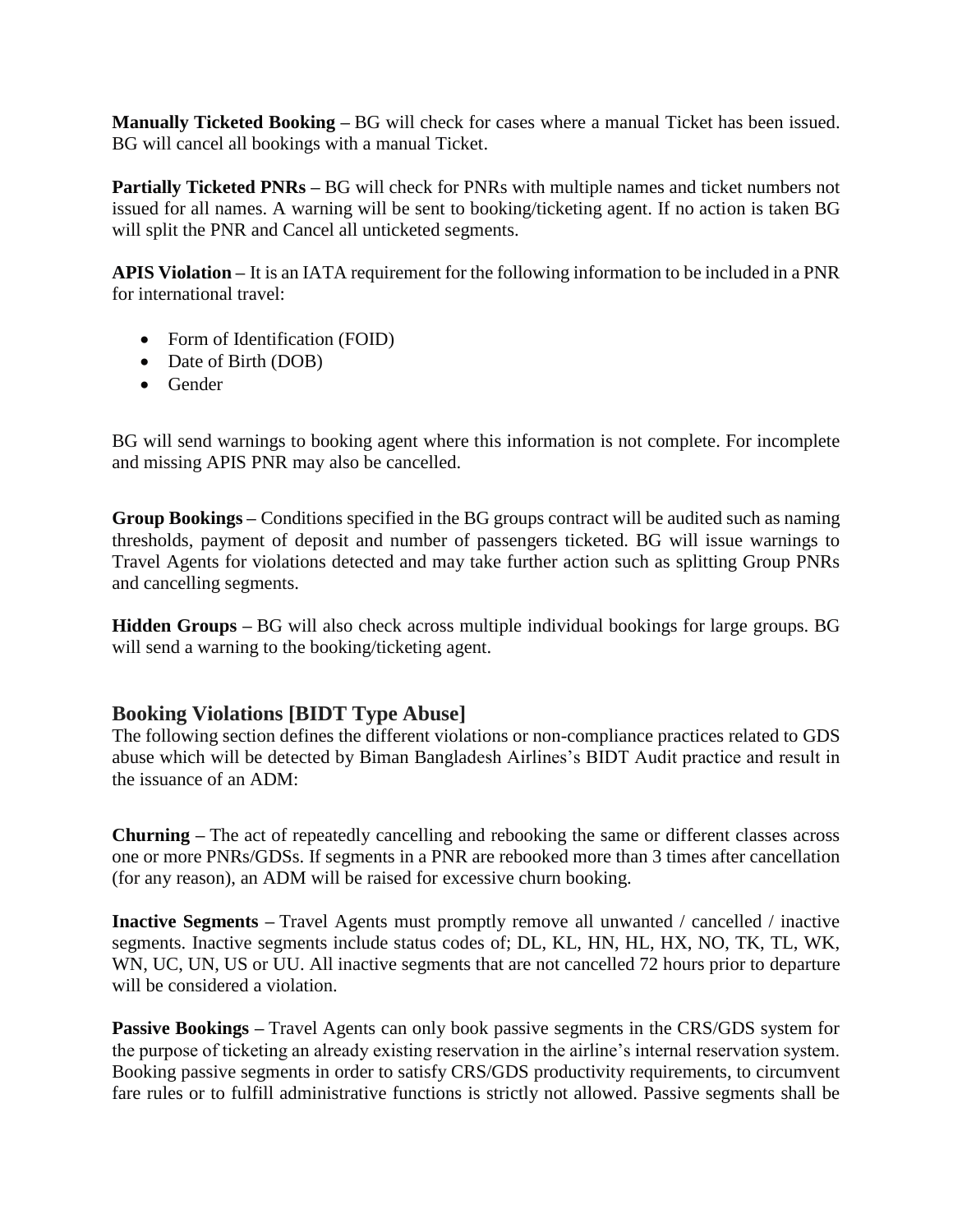**Manually Ticketed Booking –** BG will check for cases where a manual Ticket has been issued. BG will cancel all bookings with a manual Ticket.

**Partially Ticketed PNRs –** BG will check for PNRs with multiple names and ticket numbers not issued for all names. A warning will be sent to booking/ticketing agent. If no action is taken BG will split the PNR and Cancel all unticketed segments.

**APIS Violation –** It is an IATA requirement for the following information to be included in a PNR for international travel:

- Form of Identification (FOID)
- Date of Birth (DOB)
- Gender

BG will send warnings to booking agent where this information is not complete. For incomplete and missing APIS PNR may also be cancelled.

**Group Bookings –** Conditions specified in the BG groups contract will be audited such as naming thresholds, payment of deposit and number of passengers ticketed. BG will issue warnings to Travel Agents for violations detected and may take further action such as splitting Group PNRs and cancelling segments.

**Hidden Groups –** BG will also check across multiple individual bookings for large groups. BG will send a warning to the booking/ticketing agent.

## Booking Violations [BIDT Type Abuse]

The following section defines the different violations or non-compliance practices related to GDS abuse which will be detected by Biman Bangladesh Airlines's BIDT Audit practice and result in the issuance of an ADM:

**Churning –** The act of repeatedly cancelling and rebooking the same or different classes across one or more PNRs/GDSs. If segments in a PNR are rebooked more than 3 times after cancellation (for any reason), an ADM will be raised for excessive churn booking.

**Inactive Segments –** Travel Agents must promptly remove all unwanted / cancelled / inactive segments. Inactive segments include status codes of; DL, KL, HN, HL, HX, NO, TK, TL, WK, WN, UC, UN, US or UU. All inactive segments that are not cancelled 72 hours prior to departure will be considered a violation.

**Passive Bookings –** Travel Agents can only book passive segments in the CRS/GDS system for the purpose of ticketing an already existing reservation in the airline's internal reservation system. Booking passive segments in order to satisfy CRS/GDS productivity requirements, to circumvent fare rules or to fulfill administrative functions is strictly not allowed. Passive segments shall be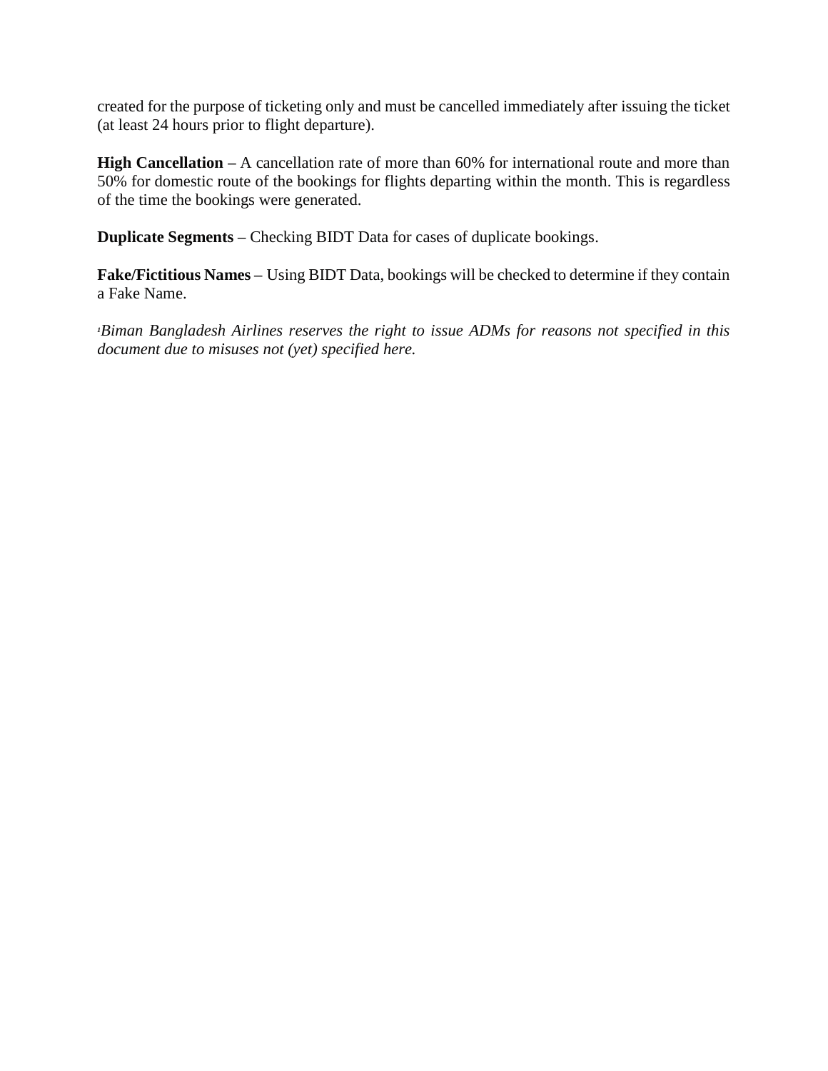created for the purpose of ticketing only and must be cancelled immediately after issuing the ticket (at least 24 hours prior to flight departure).

**High Cancellation –** A cancellation rate of more than 60% for international route and more than 50% for domestic route of the bookings for flights departing within the month. This is regardless of the time the bookings were generated.

**Duplicate Segments –** Checking BIDT Data for cases of duplicate bookings.

**Fake/Fictitious Names –** Using BIDT Data, bookings will be checked to determine if they contain a Fake Name.

[1]*Biman Bangladesh Airlines reserves the right to issue ADMs for reasons not specified in this document due to misuses not (yet) specified here.*